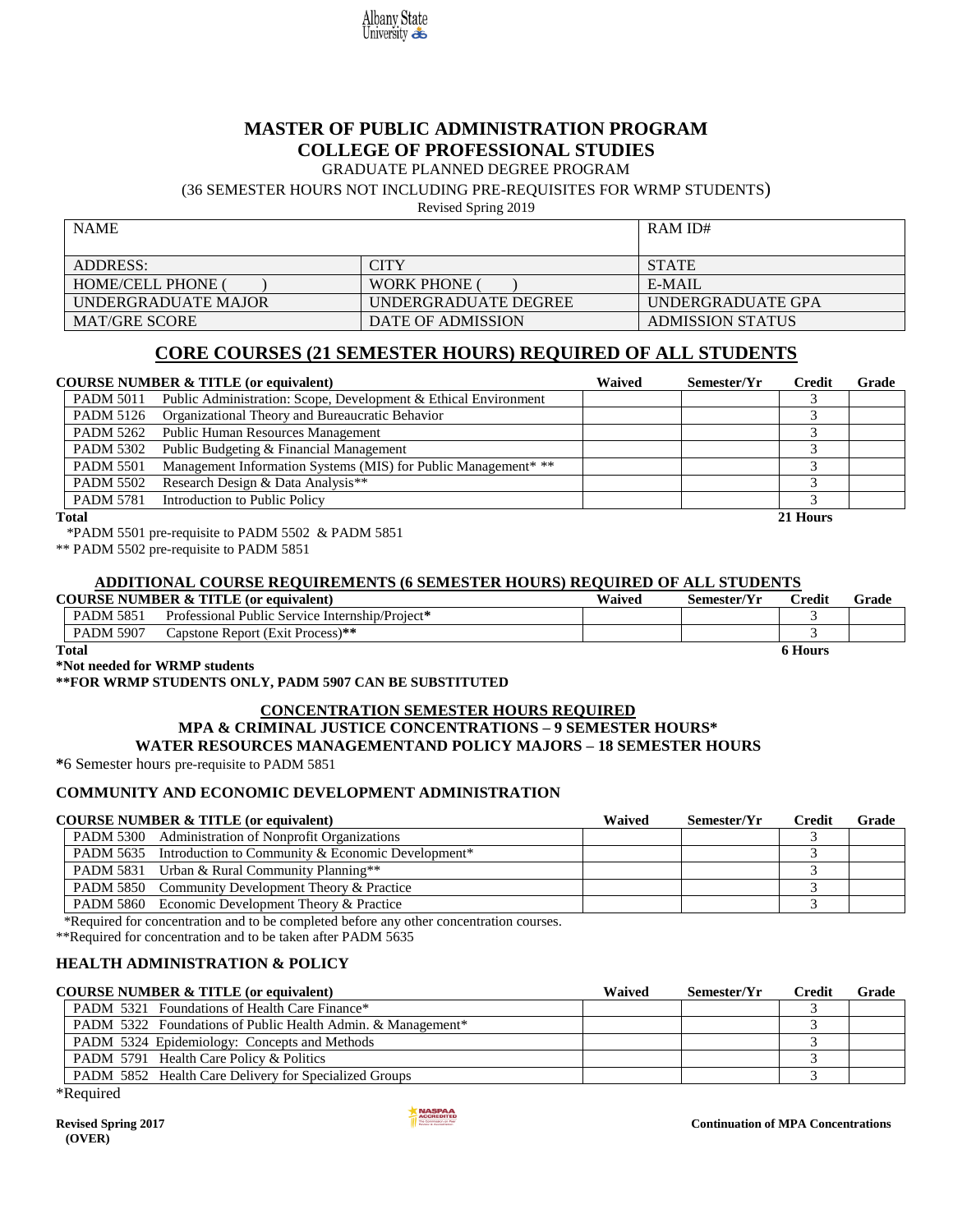Albany State University

# MASTER OF PUBLIC ADMINISTRATION PROGRAM
# COLLEGE OF PROFESSIONAL STUDIES

GRADUATE PLANNED DEGREE PROGRAM

(36 SEMESTER HOURS NOT INCLUDING PRE-REQUISITES FOR WRMP STUDENTS)

Revised Spring 2019

| NAME | | RAM ID# |
|---|---|---|
| ADDRESS: | CITY | STATE |
| HOME/CELL PHONE ( ) | WORK PHONE ( ) | E-MAIL |
| UNDERGRADUATE MAJOR | UNDERGRADUATE DEGREE | UNDERGRADUATE GPA |
| MAT/GRE SCORE | DATE OF ADMISSION | ADMISSION STATUS |

## CORE COURSES (21 SEMESTER HOURS) REQUIRED OF ALL STUDENTS

| COURSE NUMBER & TITLE (or equivalent) | Waived | Semester/Yr | Credit | Grade |
|---|---|---|---|---|
| PADM 5011 Public Administration: Scope, Development & Ethical Environment | | | 3 | |
| PADM 5126 Organizational Theory and Bureaucratic Behavior | | | 3 | |
| PADM 5262 Public Human Resources Management | | | 3 | |
| PADM 5302 Public Budgeting & Financial Management | | | 3 | |
| PADM 5501 Management Information Systems (MIS) for Public Management* ** | | | 3 | |
| PADM 5502 Research Design & Data Analysis** | | | 3 | |
| PADM 5781 Introduction to Public Policy | | | 3 | |
| **Total** | | | **21 Hours** | |

*PADM 5501 pre-requisite to PADM 5502 & PADM 5851

** PADM 5502 pre-requisite to PADM 5851

## ADDITIONAL COURSE REQUIREMENTS (6 SEMESTER HOURS) REQUIRED OF ALL STUDENTS

| COURSE NUMBER & TITLE (or equivalent) | Waived | Semester/Yr | Credit | Grade |
|---|---|---|---|---|
| PADM 5851 Professional Public Service Internship/Project* | | | 3 | |
| PADM 5907 Capstone Report (Exit Process)** | | | 3 | |
| **Total** | | | **6 Hours** | |

**\*Not needed for WRMP students**

**\*\*FOR WRMP STUDENTS ONLY, PADM 5907 CAN BE SUBSTITUTED**

## CONCENTRATION SEMESTER HOURS REQUIRED
### MPA & CRIMINAL JUSTICE CONCENTRATIONS – 9 SEMESTER HOURS*
### WATER RESOURCES MANAGEMENTAND POLICY MAJORS – 18 SEMESTER HOURS

*6 Semester hours pre-requisite to PADM 5851

### COMMUNITY AND ECONOMIC DEVELOPMENT ADMINISTRATION

| COURSE NUMBER & TITLE (or equivalent) | Waived | Semester/Yr | Credit | Grade |
|---|---|---|---|---|
| PADM 5300 Administration of Nonprofit Organizations | | | 3 | |
| PADM 5635 Introduction to Community & Economic Development* | | | 3 | |
| PADM 5831 Urban & Rural Community Planning** | | | 3 | |
| PADM 5850 Community Development Theory & Practice | | | 3 | |
| PADM 5860 Economic Development Theory & Practice | | | 3 | |

*Required for concentration and to be completed before any other concentration courses.

**Required for concentration and to be taken after PADM 5635

### HEALTH ADMINISTRATION & POLICY

| COURSE NUMBER & TITLE (or equivalent) | Waived | Semester/Yr | Credit | Grade |
|---|---|---|---|---|
| PADM 5321 Foundations of Health Care Finance* | | | 3 | |
| PADM 5322 Foundations of Public Health Admin. & Management* | | | 3 | |
| PADM 5324 Epidemiology: Concepts and Methods | | | 3 | |
| PADM 5791 Health Care Policy & Politics | | | 3 | |
| PADM 5852 Health Care Delivery for Specialized Groups | | | 3 | |

*Required

**Revised Spring 2017**
**(OVER)**

**Continuation of MPA Concentrations**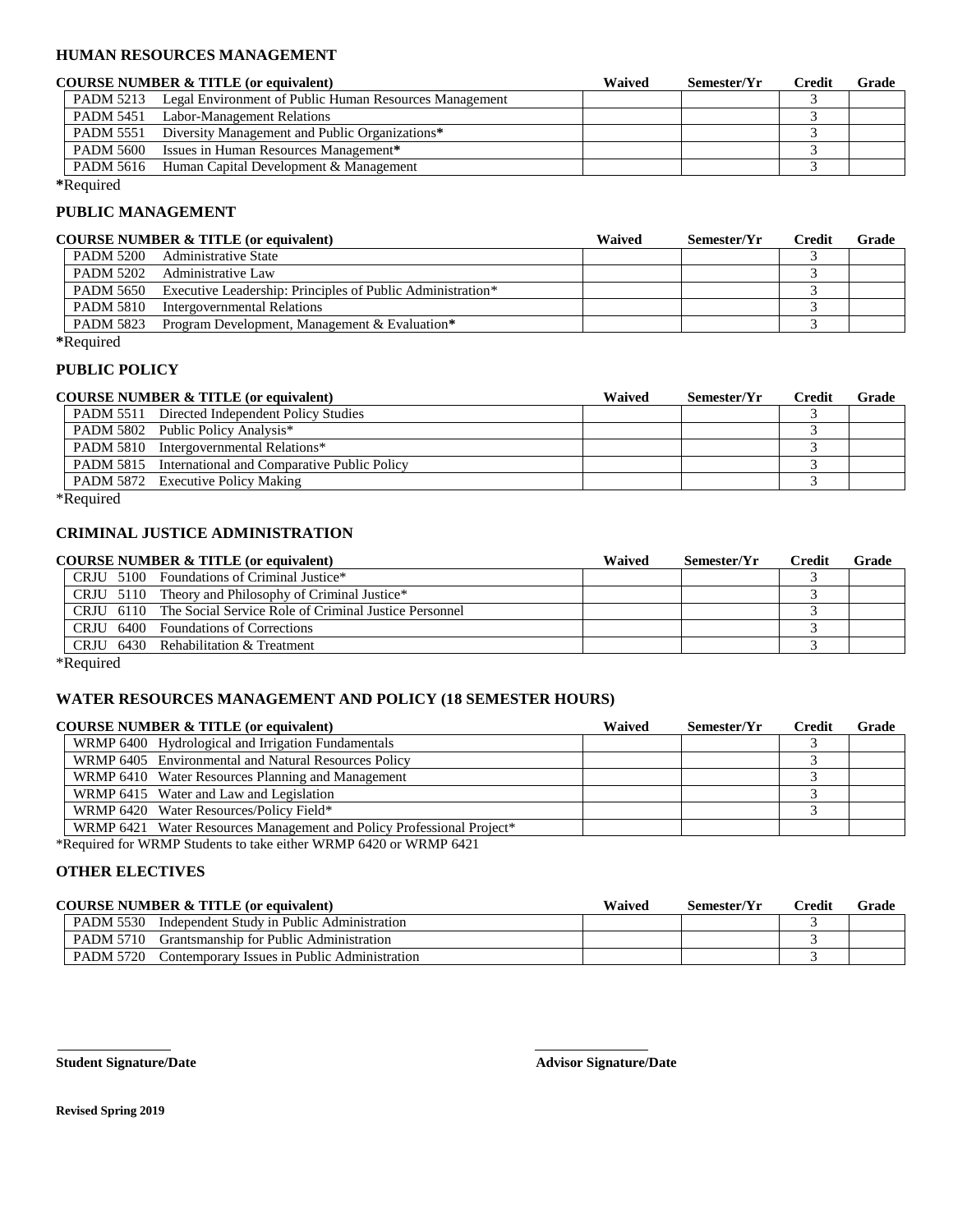## HUMAN RESOURCES MANAGEMENT

| COURSE NUMBER & TITLE (or equivalent) | Waived | Semester/Yr | Credit | Grade |
|---|---|---|---|---|
| PADM 5213 Legal Environment of Public Human Resources Management | | | 3 | |
| PADM 5451 Labor-Management Relations | | | 3 | |
| PADM 5551 Diversity Management and Public Organizations* | | | 3 | |
| PADM 5600 Issues in Human Resources Management* | | | 3 | |
| PADM 5616 Human Capital Development & Management | | | 3 | |

*Required

## PUBLIC MANAGEMENT

| COURSE NUMBER & TITLE (or equivalent) | Waived | Semester/Yr | Credit | Grade |
|---|---|---|---|---|
| PADM 5200 Administrative State | | | 3 | |
| PADM 5202 Administrative Law | | | 3 | |
| PADM 5650 Executive Leadership: Principles of Public Administration* | | | 3 | |
| PADM 5810 Intergovernmental Relations | | | 3 | |
| PADM 5823 Program Development, Management & Evaluation* | | | 3 | |

*Required

## PUBLIC POLICY

| COURSE NUMBER & TITLE (or equivalent) | Waived | Semester/Yr | Credit | Grade |
|---|---|---|---|---|
| PADM 5511 Directed Independent Policy Studies | | | 3 | |
| PADM 5802 Public Policy Analysis* | | | 3 | |
| PADM 5810 Intergovernmental Relations* | | | 3 | |
| PADM 5815 International and Comparative Public Policy | | | 3 | |
| PADM 5872 Executive Policy Making | | | 3 | |

*Required

## CRIMINAL JUSTICE ADMINISTRATION

| COURSE NUMBER & TITLE (or equivalent) | Waived | Semester/Yr | Credit | Grade |
|---|---|---|---|---|
| CRJU 5100 Foundations of Criminal Justice* | | | 3 | |
| CRJU 5110 Theory and Philosophy of Criminal Justice* | | | 3 | |
| CRJU 6110 The Social Service Role of Criminal Justice Personnel | | | 3 | |
| CRJU 6400 Foundations of Corrections | | | 3 | |
| CRJU 6430 Rehabilitation & Treatment | | | 3 | |

*Required

## WATER RESOURCES MANAGEMENT AND POLICY (18 SEMESTER HOURS)

| COURSE NUMBER & TITLE (or equivalent) | Waived | Semester/Yr | Credit | Grade |
|---|---|---|---|---|
| WRMP 6400 Hydrological and Irrigation Fundamentals | | | 3 | |
| WRMP 6405 Environmental and Natural Resources Policy | | | 3 | |
| WRMP 6410 Water Resources Planning and Management | | | 3 | |
| WRMP 6415 Water and Law and Legislation | | | 3 | |
| WRMP 6420 Water Resources/Policy Field* | | | 3 | |
| WRMP 6421 Water Resources Management and Policy Professional Project* | | | | |

*Required for WRMP Students to take either WRMP 6420 or WRMP 6421

## OTHER ELECTIVES

| COURSE NUMBER & TITLE (or equivalent) | Waived | Semester/Yr | Credit | Grade |
|---|---|---|---|---|
| PADM 5530 Independent Study in Public Administration | | | 3 | |
| PADM 5710 Grantsmanship for Public Administration | | | 3 | |
| PADM 5720 Contemporary Issues in Public Administration | | | 3 | |

**Student Signature/Date** **Advisor Signature/Date**

**Revised Spring 2019**